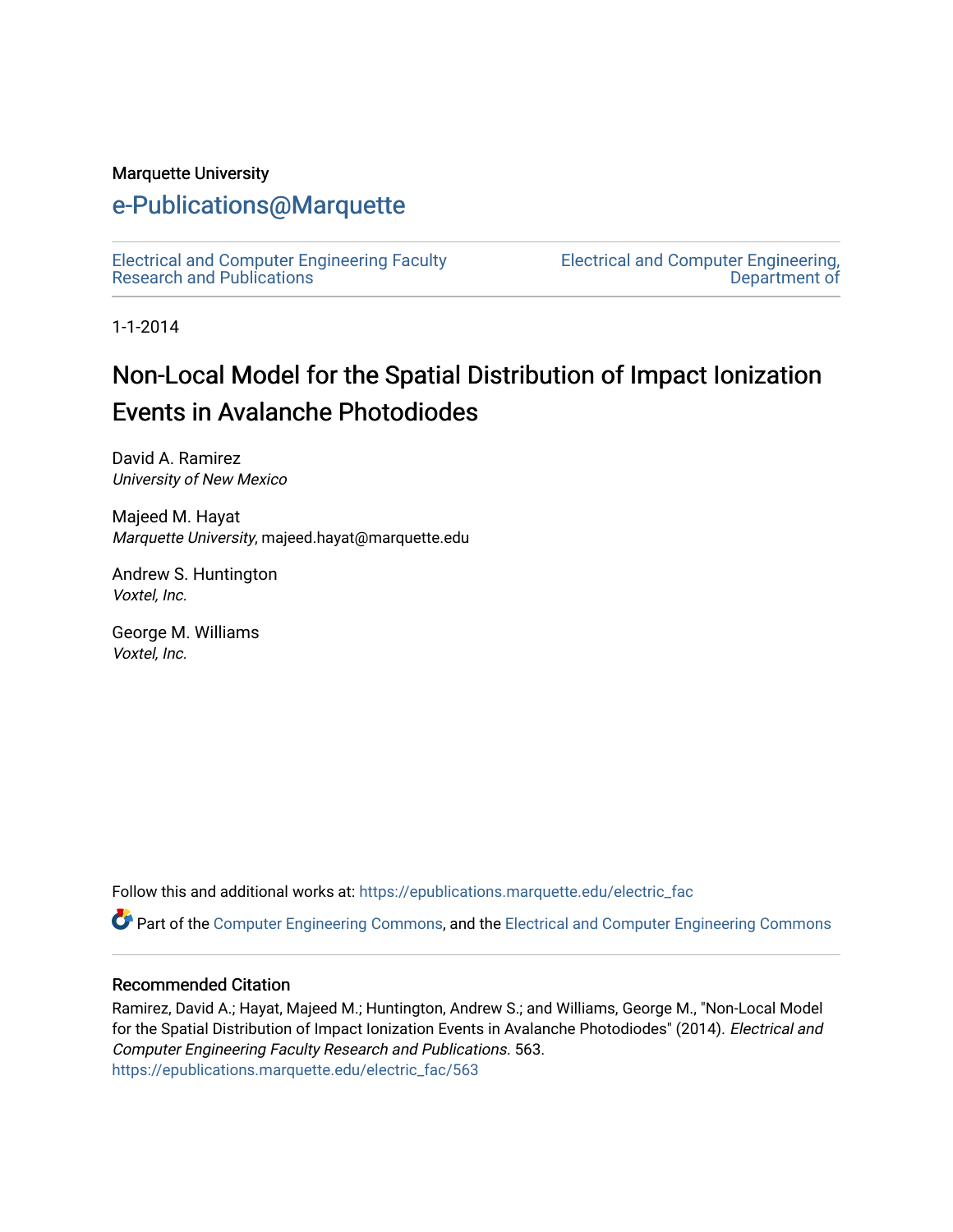Marquette University

# e-Publications@Marquette

Electrical and Computer Engineering Faculty Research and Publications

Electrical and Computer Engineering, Department of

1-1-2014

## Non-Local Model for the Spatial Distribution of Impact Ionization Events in Avalanche Photodiodes

David A. Ramirez
*University of New Mexico*

Majeed M. Hayat
*Marquette University*, majeed.hayat@marquette.edu

Andrew S. Huntington
*Voxtel, Inc.*

George M. Williams
*Voxtel, Inc.*

Follow this and additional works at: https://epublications.marquette.edu/electric_fac

Part of the Computer Engineering Commons, and the Electrical and Computer Engineering Commons

### Recommended Citation

Ramirez, David A.; Hayat, Majeed M.; Huntington, Andrew S.; and Williams, George M., "Non-Local Model for the Spatial Distribution of Impact Ionization Events in Avalanche Photodiodes" (2014). *Electrical and Computer Engineering Faculty Research and Publications*. 563.
https://epublications.marquette.edu/electric_fac/563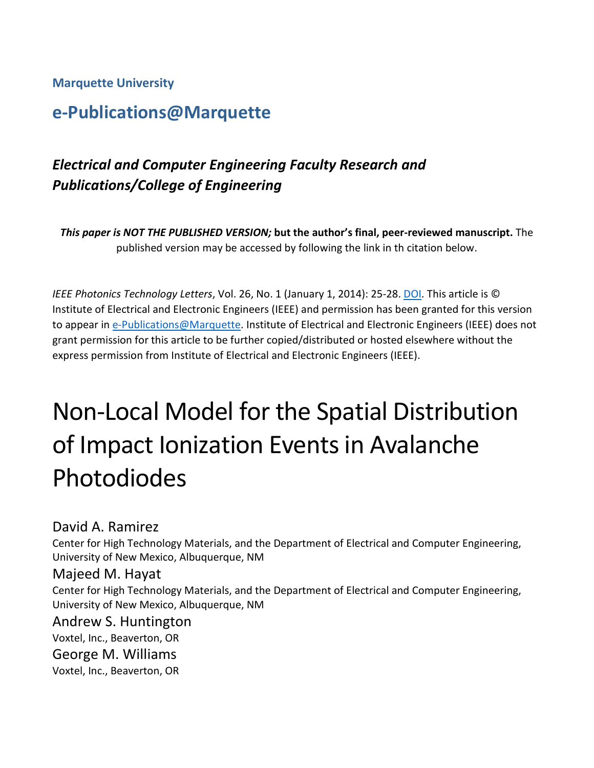Marquette University

## e-Publications@Marquette

### *Electrical and Computer Engineering Faculty Research and Publications/College of Engineering*

***This paper is NOT THE PUBLISHED VERSION;* but the author's final, peer-reviewed manuscript.** The published version may be accessed by following the link in th citation below.

*IEEE Photonics Technology Letters*, Vol. 26, No. 1 (January 1, 2014): 25-28. DOI. This article is © Institute of Electrical and Electronic Engineers (IEEE) and permission has been granted for this version to appear in e-Publications@Marquette. Institute of Electrical and Electronic Engineers (IEEE) does not grant permission for this article to be further copied/distributed or hosted elsewhere without the express permission from Institute of Electrical and Electronic Engineers (IEEE).

# Non-Local Model for the Spatial Distribution of Impact Ionization Events in Avalanche Photodiodes

David A. Ramirez
Center for High Technology Materials, and the Department of Electrical and Computer Engineering, University of New Mexico, Albuquerque, NM

Majeed M. Hayat
Center for High Technology Materials, and the Department of Electrical and Computer Engineering, University of New Mexico, Albuquerque, NM

Andrew S. Huntington
Voxtel, Inc., Beaverton, OR

George M. Williams
Voxtel, Inc., Beaverton, OR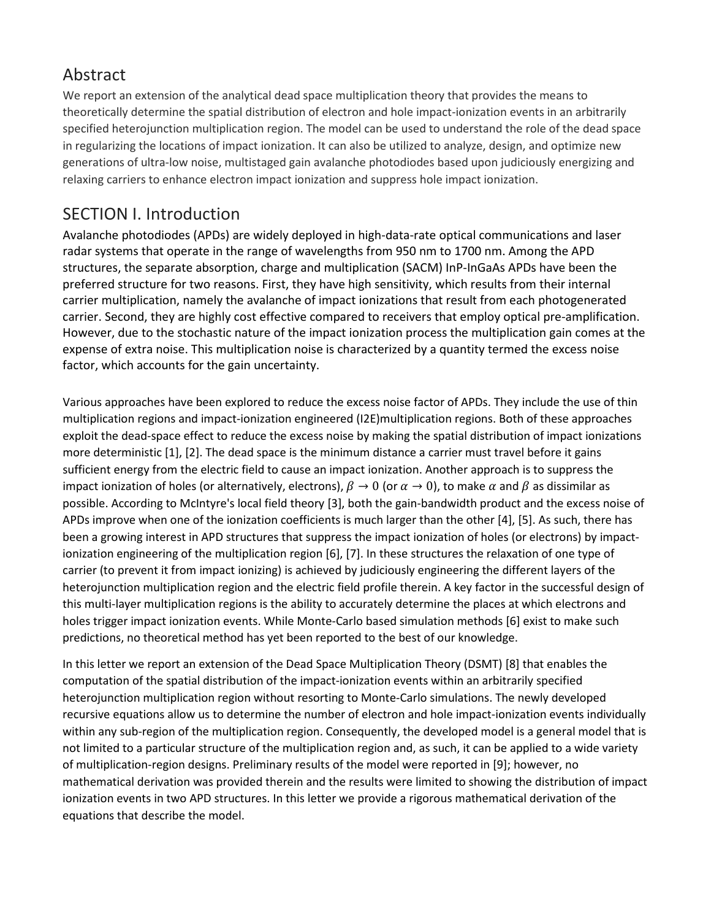## Abstract

We report an extension of the analytical dead space multiplication theory that provides the means to theoretically determine the spatial distribution of electron and hole impact-ionization events in an arbitrarily specified heterojunction multiplication region. The model can be used to understand the role of the dead space in regularizing the locations of impact ionization. It can also be utilized to analyze, design, and optimize new generations of ultra-low noise, multistaged gain avalanche photodiodes based upon judiciously energizing and relaxing carriers to enhance electron impact ionization and suppress hole impact ionization.

## SECTION I. Introduction

Avalanche photodiodes (APDs) are widely deployed in high-data-rate optical communications and laser radar systems that operate in the range of wavelengths from 950 nm to 1700 nm. Among the APD structures, the separate absorption, charge and multiplication (SACM) InP-InGaAs APDs have been the preferred structure for two reasons. First, they have high sensitivity, which results from their internal carrier multiplication, namely the avalanche of impact ionizations that result from each photogenerated carrier. Second, they are highly cost effective compared to receivers that employ optical pre-amplification. However, due to the stochastic nature of the impact ionization process the multiplication gain comes at the expense of extra noise. This multiplication noise is characterized by a quantity termed the excess noise factor, which accounts for the gain uncertainty.

Various approaches have been explored to reduce the excess noise factor of APDs. They include the use of thin multiplication regions and impact-ionization engineered (I2E)multiplication regions. Both of these approaches exploit the dead-space effect to reduce the excess noise by making the spatial distribution of impact ionizations more deterministic [1], [2]. The dead space is the minimum distance a carrier must travel before it gains sufficient energy from the electric field to cause an impact ionization. Another approach is to suppress the impact ionization of holes (or alternatively, electrons), $\beta \rightarrow 0$ (or $\alpha \rightarrow 0$), to make $\alpha$ and $\beta$ as dissimilar as possible. According to McIntyre's local field theory [3], both the gain-bandwidth product and the excess noise of APDs improve when one of the ionization coefficients is much larger than the other [4], [5]. As such, there has been a growing interest in APD structures that suppress the impact ionization of holes (or electrons) by impact-ionization engineering of the multiplication region [6], [7]. In these structures the relaxation of one type of carrier (to prevent it from impact ionizing) is achieved by judiciously engineering the different layers of the heterojunction multiplication region and the electric field profile therein. A key factor in the successful design of this multi-layer multiplication regions is the ability to accurately determine the places at which electrons and holes trigger impact ionization events. While Monte-Carlo based simulation methods [6] exist to make such predictions, no theoretical method has yet been reported to the best of our knowledge.

In this letter we report an extension of the Dead Space Multiplication Theory (DSMT) [8] that enables the computation of the spatial distribution of the impact-ionization events within an arbitrarily specified heterojunction multiplication region without resorting to Monte-Carlo simulations. The newly developed recursive equations allow us to determine the number of electron and hole impact-ionization events individually within any sub-region of the multiplication region. Consequently, the developed model is a general model that is not limited to a particular structure of the multiplication region and, as such, it can be applied to a wide variety of multiplication-region designs. Preliminary results of the model were reported in [9]; however, no mathematical derivation was provided therein and the results were limited to showing the distribution of impact ionization events in two APD structures. In this letter we provide a rigorous mathematical derivation of the equations that describe the model.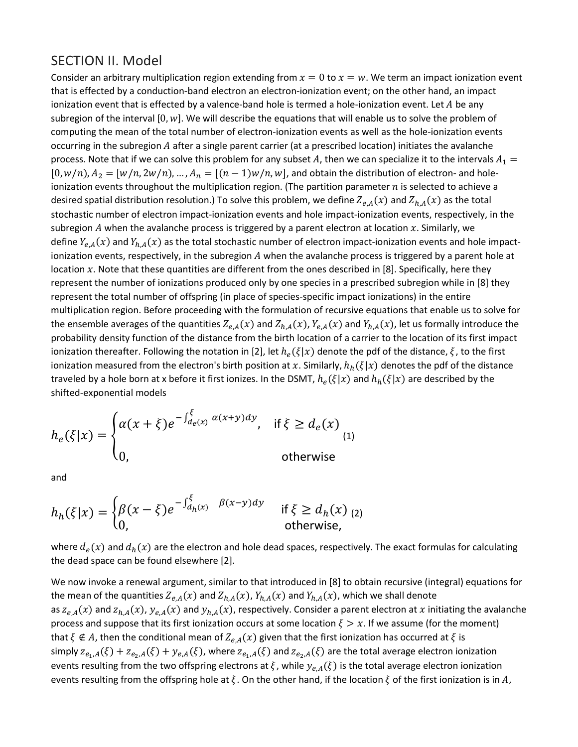## SECTION II. Model

Consider an arbitrary multiplication region extending from $x = 0$ to $x = w$. We term an impact ionization event that is effected by a conduction-band electron an electron-ionization event; on the other hand, an impact ionization event that is effected by a valence-band hole is termed a hole-ionization event. Let $A$ be any subregion of the interval $[0, w]$. We will describe the equations that will enable us to solve the problem of computing the mean of the total number of electron-ionization events as well as the hole-ionization events occurring in the subregion $A$ after a single parent carrier (at a prescribed location) initiates the avalanche process. Note that if we can solve this problem for any subset $A$, then we can specialize it to the intervals $A_1 = [0, w/n), A_2 = [w/n, 2w/n), \ldots, A_n = [(n-1)w/n, w]$, and obtain the distribution of electron- and hole-ionization events throughout the multiplication region. (The partition parameter $n$ is selected to achieve a desired spatial distribution resolution.) To solve this problem, we define $Z_{e,A}(x)$ and $Z_{h,A}(x)$ as the total stochastic number of electron impact-ionization events and hole impact-ionization events, respectively, in the subregion $A$ when the avalanche process is triggered by a parent electron at location $x$. Similarly, we define $Y_{e,A}(x)$ and $Y_{h,A}(x)$ as the total stochastic number of electron impact-ionization events and hole impact-ionization events, respectively, in the subregion $A$ when the avalanche process is triggered by a parent hole at location $x$. Note that these quantities are different from the ones described in [8]. Specifically, here they represent the number of ionizations produced only by one species in a prescribed subregion while in [8] they represent the total number of offspring (in place of species-specific impact ionizations) in the entire multiplication region. Before proceeding with the formulation of recursive equations that enable us to solve for the ensemble averages of the quantities $Z_{e,A}(x)$ and $Z_{h,A}(x)$, $Y_{e,A}(x)$ and $Y_{h,A}(x)$, let us formally introduce the probability density function of the distance from the birth location of a carrier to the location of its first impact ionization thereafter. Following the notation in [2], let $h_e(\xi|x)$ denote the pdf of the distance, $\xi$, to the first ionization measured from the electron's birth position at $x$. Similarly, $h_h(\xi|x)$ denotes the pdf of the distance traveled by a hole born at x before it first ionizes. In the DSMT, $h_e(\xi|x)$ and $h_h(\xi|x)$ are described by the shifted-exponential models

$$h_e(\xi|x) = \begin{cases} \alpha(x+\xi)e^{-\int_{d_e(x)}^{\xi} \alpha(x+y)dy}, & \text{if } \xi \geq d_e(x) \\ 0, & \text{otherwise} \end{cases} \tag{1}$$

and

$$h_h(\xi|x) = \begin{cases} \beta(x-\xi)e^{-\int_{d_h(x)}^{\xi} \beta(x-y)dy} & \text{if } \xi \geq d_h(x) \\ 0, & \text{otherwise,} \end{cases} \tag{2}$$

where $d_e(x)$ and $d_h(x)$ are the electron and hole dead spaces, respectively. The exact formulas for calculating the dead space can be found elsewhere [2].

We now invoke a renewal argument, similar to that introduced in [8] to obtain recursive (integral) equations for the mean of the quantities $Z_{e,A}(x)$ and $Z_{h,A}(x)$, $Y_{h,A}(x)$ and $Y_{h,A}(x)$, which we shall denote as $z_{e,A}(x)$ and $z_{h,A}(x)$, $y_{e,A}(x)$ and $y_{h,A}(x)$, respectively. Consider a parent electron at $x$ initiating the avalanche process and suppose that its first ionization occurs at some location $\xi > x$. If we assume (for the moment) that $\xi \notin A$, then the conditional mean of $Z_{e,A}(x)$ given that the first ionization has occurred at $\xi$ is simply $z_{e_1,A}(\xi) + z_{e_2,A}(\xi) + y_{e,A}(\xi)$, where $z_{e_1,A}(\xi)$ and $z_{e_2,A}(\xi)$ are the total average electron ionization events resulting from the two offspring electrons at $\xi$, while $y_{e,A}(\xi)$ is the total average electron ionization events resulting from the offspring hole at $\xi$. On the other hand, if the location $\xi$ of the first ionization is in $A$,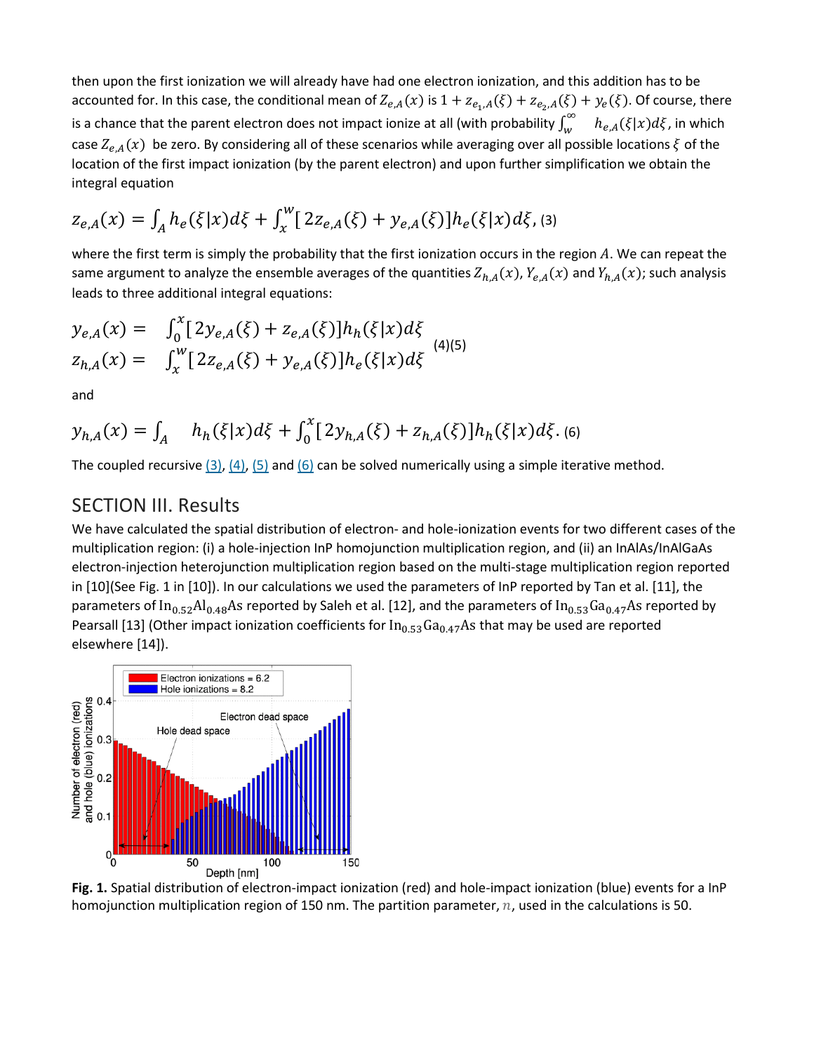then upon the first ionization we will already have had one electron ionization, and this addition has to be accounted for. In this case, the conditional mean of $Z_{e,A}(x)$ is $1 + z_{e_1,A}(\xi) + z_{e_2,A}(\xi) + y_e(\xi)$. Of course, there is a chance that the parent electron does not impact ionize at all (with probability $\int_w^\infty h_{e,A}(\xi|x)d\xi$, in which case $Z_{e,A}(x)$ be zero. By considering all of these scenarios while averaging over all possible locations $\xi$ of the location of the first impact ionization (by the parent electron) and upon further simplification we obtain the integral equation

$$z_{e,A}(x) = \int_A h_e(\xi|x)d\xi + \int_x^W [2z_{e,A}(\xi) + y_{e,A}(\xi)]h_e(\xi|x)d\xi, \quad (3)$$

where the first term is simply the probability that the first ionization occurs in the region $A$. We can repeat the same argument to analyze the ensemble averages of the quantities $Z_{h,A}(x)$, $Y_{e,A}(x)$ and $Y_{h,A}(x)$; such analysis leads to three additional integral equations:

$$\begin{aligned} y_{e,A}(x) &= \int_0^x [2y_{e,A}(\xi) + z_{e,A}(\xi)]h_h(\xi|x)d\xi \\ z_{h,A}(x) &= \int_x^W [2z_{e,A}(\xi) + y_{e,A}(\xi)]h_e(\xi|x)d\xi \end{aligned} \quad (4)(5)$$

and

$$y_{h,A}(x) = \int_A h_h(\xi|x)d\xi + \int_0^x [2y_{h,A}(\xi) + z_{h,A}(\xi)]h_h(\xi|x)d\xi. \quad (6)$$

The coupled recursive (3), (4), (5) and (6) can be solved numerically using a simple iterative method.

## SECTION III. Results

We have calculated the spatial distribution of electron- and hole-ionization events for two different cases of the multiplication region: (i) a hole-injection InP homojunction multiplication region, and (ii) an InAlAs/InAlGaAs electron-injection heterojunction multiplication region based on the multi-stage multiplication region reported in [10](See Fig. 1 in [10]). In our calculations we used the parameters of InP reported by Tan et al. [11], the parameters of $In_{0.52}Al_{0.48}As$ reported by Saleh et al. [12], and the parameters of $In_{0.53}Ga_{0.47}As$ reported by Pearsall [13] (Other impact ionization coefficients for $In_{0.53}Ga_{0.47}As$ that may be used are reported elsewhere [14]).

**Fig. 1.** Spatial distribution of electron-impact ionization (red) and hole-impact ionization (blue) events for a InP homojunction multiplication region of 150 nm. The partition parameter, $n$, used in the calculations is 50.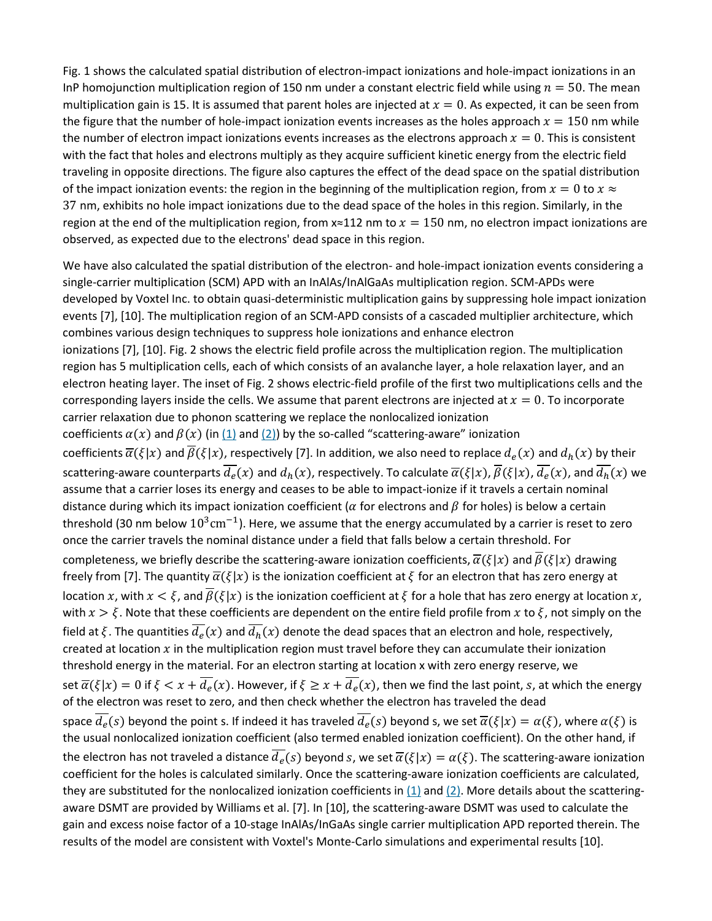Fig. 1 shows the calculated spatial distribution of electron-impact ionizations and hole-impact ionizations in an InP homojunction multiplication region of 150 nm under a constant electric field while using $n = 50$. The mean multiplication gain is 15. It is assumed that parent holes are injected at $x = 0$. As expected, it can be seen from the figure that the number of hole-impact ionization events increases as the holes approach $x = 150$ nm while the number of electron impact ionizations events increases as the electrons approach $x = 0$. This is consistent with the fact that holes and electrons multiply as they acquire sufficient kinetic energy from the electric field traveling in opposite directions. The figure also captures the effect of the dead space on the spatial distribution of the impact ionization events: the region in the beginning of the multiplication region, from $x = 0$ to $x \approx 37$ nm, exhibits no hole impact ionizations due to the dead space of the holes in this region. Similarly, in the region at the end of the multiplication region, from x≈112 nm to $x = 150$ nm, no electron impact ionizations are observed, as expected due to the electrons' dead space in this region.

We have also calculated the spatial distribution of the electron- and hole-impact ionization events considering a single-carrier multiplication (SCM) APD with an InAlAs/InAlGaAs multiplication region. SCM-APDs were developed by Voxtel Inc. to obtain quasi-deterministic multiplication gains by suppressing hole impact ionization events [7], [10]. The multiplication region of an SCM-APD consists of a cascaded multiplier architecture, which combines various design techniques to suppress hole ionizations and enhance electron ionizations [7], [10]. Fig. 2 shows the electric field profile across the multiplication region. The multiplication region has 5 multiplication cells, each of which consists of an avalanche layer, a hole relaxation layer, and an electron heating layer. The inset of Fig. 2 shows electric-field profile of the first two multiplications cells and the corresponding layers inside the cells. We assume that parent electrons are injected at $x = 0$. To incorporate carrier relaxation due to phonon scattering we replace the nonlocalized ionization coefficients $\alpha(x)$ and $\beta(x)$ (in (1) and (2)) by the so-called "scattering-aware" ionization coefficients $\overline{\alpha}(\xi|x)$ and $\overline{\beta}(\xi|x)$, respectively [7]. In addition, we also need to replace $d_e(x)$ and $d_h(x)$ by their scattering-aware counterparts $\overline{d_e}(x)$ and $d_h(x)$, respectively. To calculate $\overline{\alpha}(\xi|x)$, $\overline{\beta}(\xi|x)$, $\overline{d_e}(x)$, and $\overline{d_h}(x)$ we assume that a carrier loses its energy and ceases to be able to impact-ionize if it travels a certain nominal distance during which its impact ionization coefficient ($\alpha$ for electrons and $\beta$ for holes) is below a certain threshold (30 nm below $10^3 \text{cm}^{-1}$). Here, we assume that the energy accumulated by a carrier is reset to zero once the carrier travels the nominal distance under a field that falls below a certain threshold. For completeness, we briefly describe the scattering-aware ionization coefficients, $\overline{\alpha}(\xi|x)$ and $\overline{\beta}(\xi|x)$ drawing freely from [7]. The quantity $\overline{\alpha}(\xi|x)$ is the ionization coefficient at $\xi$ for an electron that has zero energy at location $x$, with $x < \xi$, and $\overline{\beta}(\xi|x)$ is the ionization coefficient at $\xi$ for a hole that has zero energy at location $x$, with $x > \xi$. Note that these coefficients are dependent on the entire field profile from $x$ to $\xi$, not simply on the field at $\xi$. The quantities $\overline{d_e}(x)$ and $\overline{d_h}(x)$ denote the dead spaces that an electron and hole, respectively, created at location $x$ in the multiplication region must travel before they can accumulate their ionization threshold energy in the material. For an electron starting at location x with zero energy reserve, we set $\overline{\alpha}(\xi|x) = 0$ if $\xi < x + \overline{d_e}(x)$. However, if $\xi \geq x + \overline{d_e}(x)$, then we find the last point, $s$, at which the energy of the electron was reset to zero, and then check whether the electron has traveled the dead space $\overline{d_e}(s)$ beyond the point s. If indeed it has traveled $\overline{d_e}(s)$ beyond s, we set $\overline{\alpha}(\xi|x) = \alpha(\xi)$, where $\alpha(\xi)$ is the usual nonlocalized ionization coefficient (also termed enabled ionization coefficient). On the other hand, if the electron has not traveled a distance $\overline{d_e}(s)$ beyond $s$, we set $\overline{\alpha}(\xi|x) = \alpha(\xi)$. The scattering-aware ionization coefficient for the holes is calculated similarly. Once the scattering-aware ionization coefficients are calculated, they are substituted for the nonlocalized ionization coefficients in (1) and (2). More details about the scattering-aware DSMT are provided by Williams et al. [7]. In [10], the scattering-aware DSMT was used to calculate the gain and excess noise factor of a 10-stage InAlAs/InGaAs single carrier multiplication APD reported therein. The results of the model are consistent with Voxtel's Monte-Carlo simulations and experimental results [10].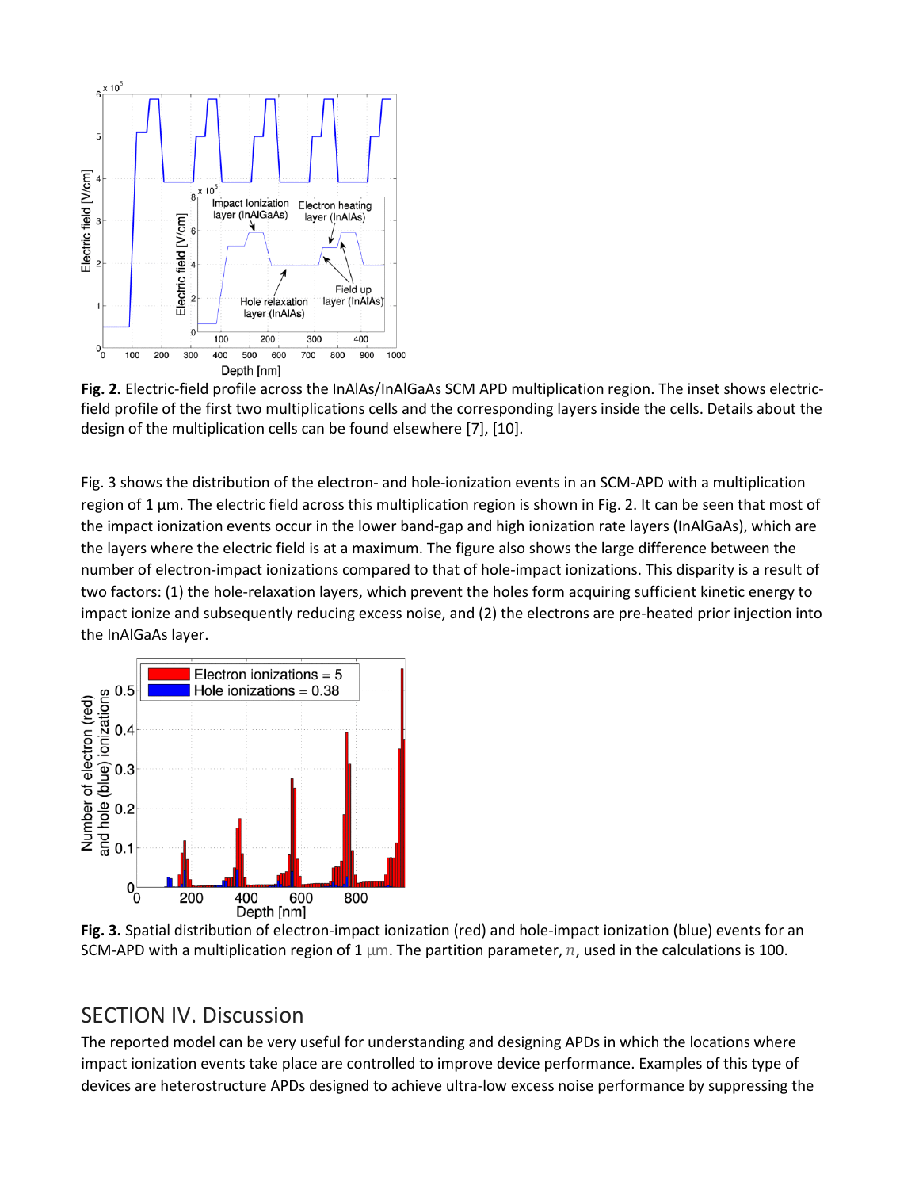**Fig. 2.** Electric-field profile across the InAlAs/InAlGaAs SCM APD multiplication region. The inset shows electric-field profile of the first two multiplications cells and the corresponding layers inside the cells. Details about the design of the multiplication cells can be found elsewhere [7], [10].

Fig. 3 shows the distribution of the electron- and hole-ionization events in an SCM-APD with a multiplication region of 1 µm. The electric field across this multiplication region is shown in Fig. 2. It can be seen that most of the impact ionization events occur in the lower band-gap and high ionization rate layers (InAlGaAs), which are the layers where the electric field is at a maximum. The figure also shows the large difference between the number of electron-impact ionizations compared to that of hole-impact ionizations. This disparity is a result of two factors: (1) the hole-relaxation layers, which prevent the holes form acquiring sufficient kinetic energy to impact ionize and subsequently reducing excess noise, and (2) the electrons are pre-heated prior injection into the InAlGaAs layer.

**Fig. 3.** Spatial distribution of electron-impact ionization (red) and hole-impact ionization (blue) events for an SCM-APD with a multiplication region of 1 µm. The partition parameter, $n$, used in the calculations is 100.

## SECTION IV. Discussion

The reported model can be very useful for understanding and designing APDs in which the locations where impact ionization events take place are controlled to improve device performance. Examples of this type of devices are heterostructure APDs designed to achieve ultra-low excess noise performance by suppressing the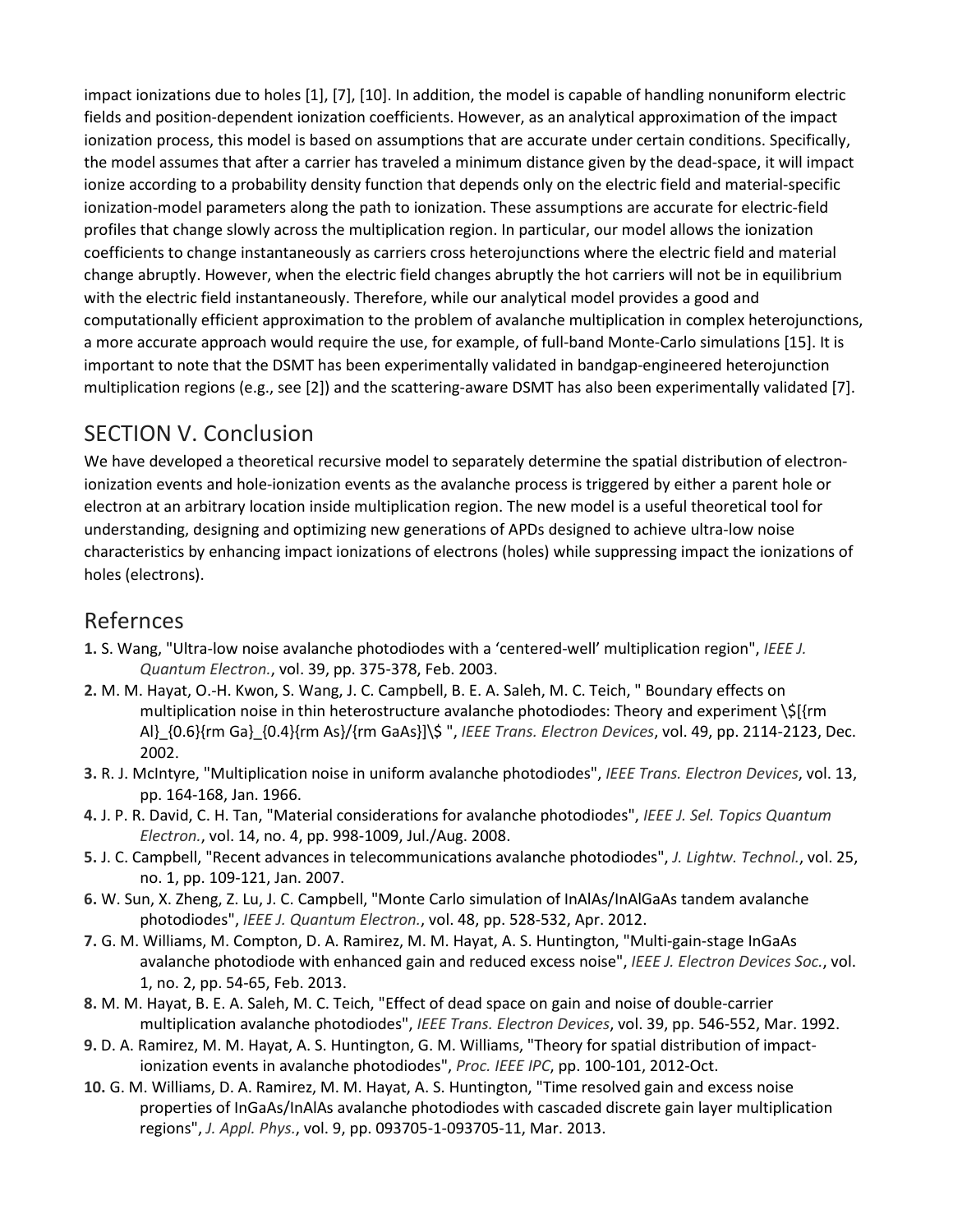impact ionizations due to holes [1], [7], [10]. In addition, the model is capable of handling nonuniform electric fields and position-dependent ionization coefficients. However, as an analytical approximation of the impact ionization process, this model is based on assumptions that are accurate under certain conditions. Specifically, the model assumes that after a carrier has traveled a minimum distance given by the dead-space, it will impact ionize according to a probability density function that depends only on the electric field and material-specific ionization-model parameters along the path to ionization. These assumptions are accurate for electric-field profiles that change slowly across the multiplication region. In particular, our model allows the ionization coefficients to change instantaneously as carriers cross heterojunctions where the electric field and material change abruptly. However, when the electric field changes abruptly the hot carriers will not be in equilibrium with the electric field instantaneously. Therefore, while our analytical model provides a good and computationally efficient approximation to the problem of avalanche multiplication in complex heterojunctions, a more accurate approach would require the use, for example, of full-band Monte-Carlo simulations [15]. It is important to note that the DSMT has been experimentally validated in bandgap-engineered heterojunction multiplication regions (e.g., see [2]) and the scattering-aware DSMT has also been experimentally validated [7].

## SECTION V. Conclusion

We have developed a theoretical recursive model to separately determine the spatial distribution of electron-ionization events and hole-ionization events as the avalanche process is triggered by either a parent hole or electron at an arbitrary location inside multiplication region. The new model is a useful theoretical tool for understanding, designing and optimizing new generations of APDs designed to achieve ultra-low noise characteristics by enhancing impact ionizations of electrons (holes) while suppressing impact the ionizations of holes (electrons).

## Refernces

1. S. Wang, "Ultra-low noise avalanche photodiodes with a 'centered-well' multiplication region", *IEEE J. Quantum Electron.*, vol. 39, pp. 375-378, Feb. 2003.
2. M. M. Hayat, O.-H. Kwon, S. Wang, J. C. Campbell, B. E. A. Saleh, M. C. Teich, " Boundary effects on multiplication noise in thin heterostructure avalanche photodiodes: Theory and experiment $[{\rm Al}_{0.6}{\rm Ga}_{0.4}{\rm As}/{\rm GaAs}]$ ", *IEEE Trans. Electron Devices*, vol. 49, pp. 2114-2123, Dec. 2002.
3. R. J. McIntyre, "Multiplication noise in uniform avalanche photodiodes", *IEEE Trans. Electron Devices*, vol. 13, pp. 164-168, Jan. 1966.
4. J. P. R. David, C. H. Tan, "Material considerations for avalanche photodiodes", *IEEE J. Sel. Topics Quantum Electron.*, vol. 14, no. 4, pp. 998-1009, Jul./Aug. 2008.
5. J. C. Campbell, "Recent advances in telecommunications avalanche photodiodes", *J. Lightw. Technol.*, vol. 25, no. 1, pp. 109-121, Jan. 2007.
6. W. Sun, X. Zheng, Z. Lu, J. C. Campbell, "Monte Carlo simulation of InAlAs/InAlGaAs tandem avalanche photodiodes", *IEEE J. Quantum Electron.*, vol. 48, pp. 528-532, Apr. 2012.
7. G. M. Williams, M. Compton, D. A. Ramirez, M. M. Hayat, A. S. Huntington, "Multi-gain-stage InGaAs avalanche photodiode with enhanced gain and reduced excess noise", *IEEE J. Electron Devices Soc.*, vol. 1, no. 2, pp. 54-65, Feb. 2013.
8. M. M. Hayat, B. E. A. Saleh, M. C. Teich, "Effect of dead space on gain and noise of double-carrier multiplication avalanche photodiodes", *IEEE Trans. Electron Devices*, vol. 39, pp. 546-552, Mar. 1992.
9. D. A. Ramirez, M. M. Hayat, A. S. Huntington, G. M. Williams, "Theory for spatial distribution of impact-ionization events in avalanche photodiodes", *Proc. IEEE IPC*, pp. 100-101, 2012-Oct.
10. G. M. Williams, D. A. Ramirez, M. M. Hayat, A. S. Huntington, "Time resolved gain and excess noise properties of InGaAs/InAlAs avalanche photodiodes with cascaded discrete gain layer multiplication regions", *J. Appl. Phys.*, vol. 9, pp. 093705-1-093705-11, Mar. 2013.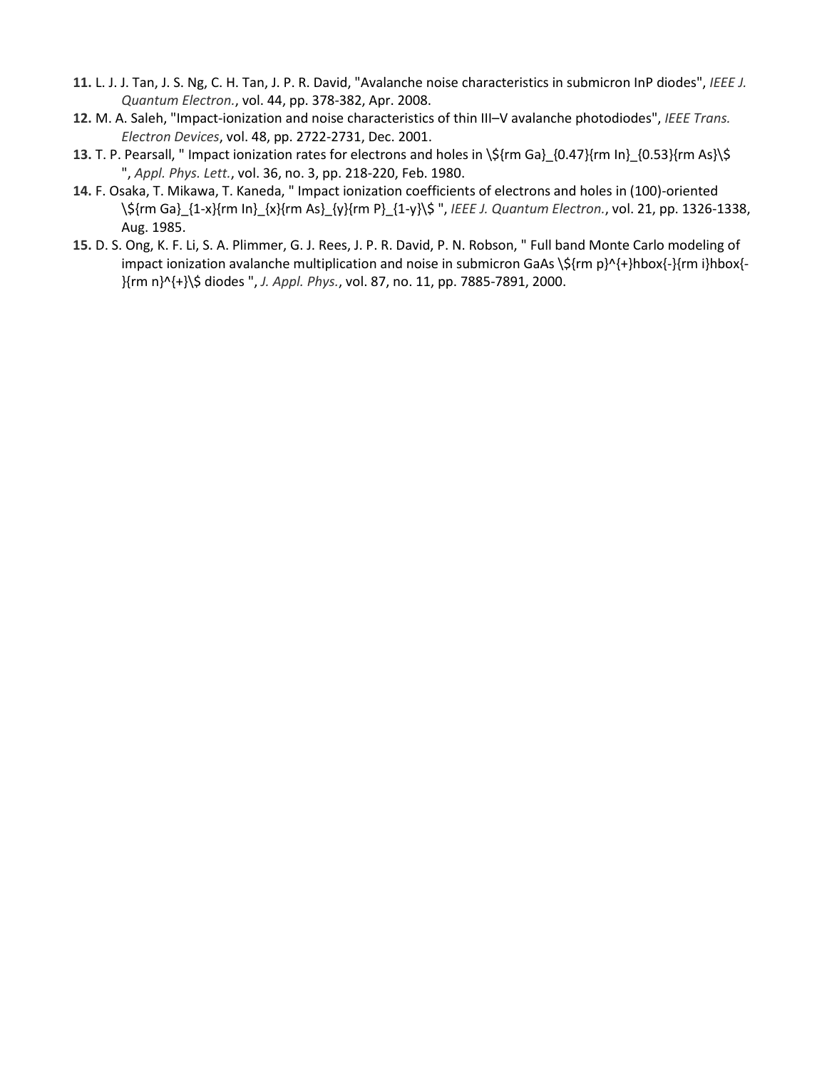**11.** L. J. J. Tan, J. S. Ng, C. H. Tan, J. P. R. David, "Avalanche noise characteristics in submicron InP diodes", *IEEE J. Quantum Electron.*, vol. 44, pp. 378-382, Apr. 2008.

**12.** M. A. Saleh, "Impact-ionization and noise characteristics of thin III–V avalanche photodiodes", *IEEE Trans. Electron Devices*, vol. 48, pp. 2722-2731, Dec. 2001.

**13.** T. P. Pearsall, " Impact ionization rates for electrons and holes in ${\rm Ga}_{0.47}{\rm In}_{0.53}{\rm As}$ ", *Appl. Phys. Lett.*, vol. 36, no. 3, pp. 218-220, Feb. 1980.

**14.** F. Osaka, T. Mikawa, T. Kaneda, " Impact ionization coefficients of electrons and holes in (100)-oriented ${\rm Ga}_{1-x}{\rm In}_{x}{\rm As}_{y}{\rm P}_{1-y}$ ", *IEEE J. Quantum Electron.*, vol. 21, pp. 1326-1338, Aug. 1985.

**15.** D. S. Ong, K. F. Li, S. A. Plimmer, G. J. Rees, J. P. R. David, P. N. Robson, " Full band Monte Carlo modeling of impact ionization avalanche multiplication and noise in submicron GaAs ${\rm p}^{+}\hbox{-}{\rm i}\hbox{-}{\rm n}^{+}$ diodes ", *J. Appl. Phys.*, vol. 87, no. 11, pp. 7885-7891, 2000.